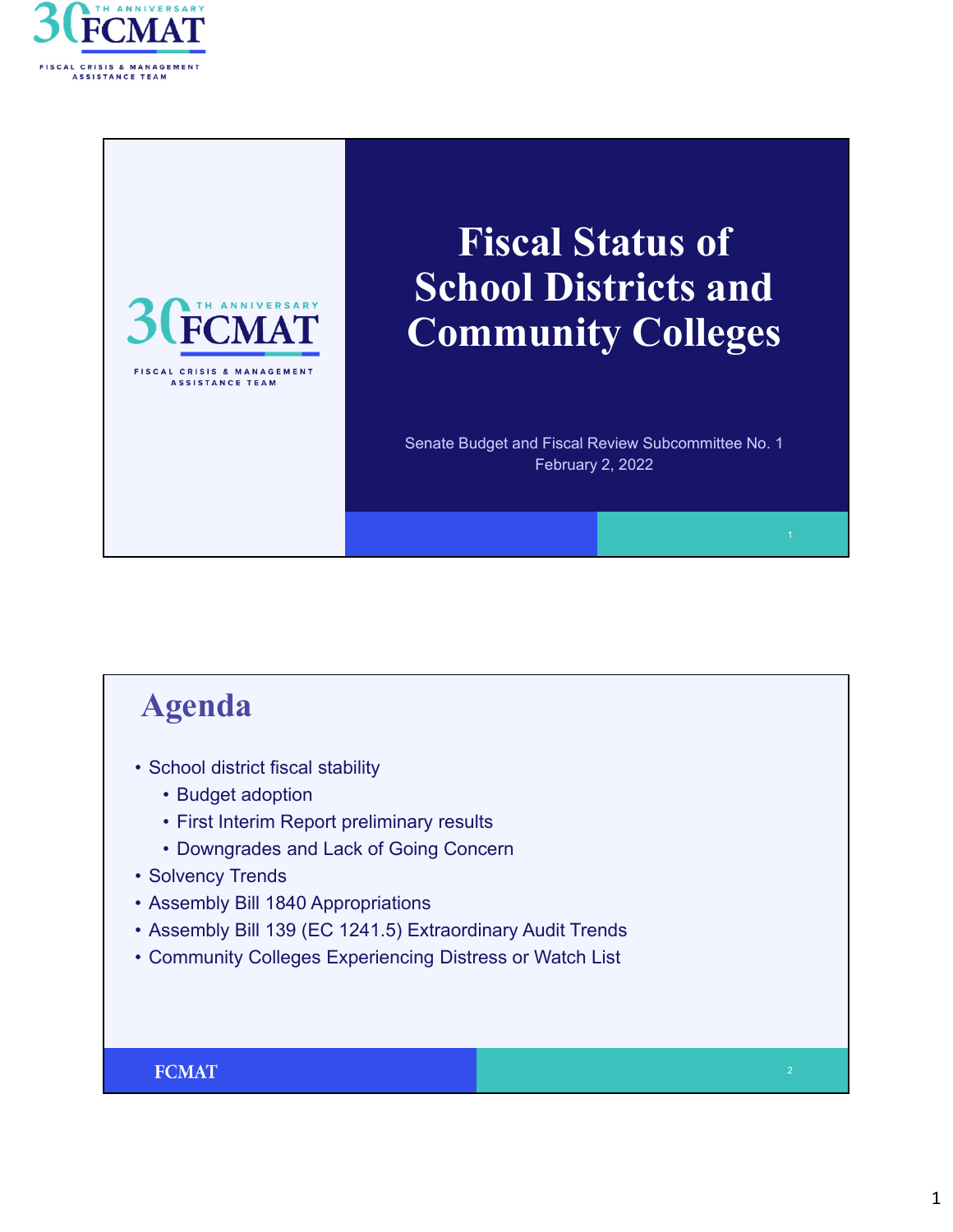# Fiscal Status of School Districts and Community Colleges

Senate Budget and Fiscal Review Subcommittee No. 1
February 2, 2022

## Agenda

- School district fiscal stability
  - Budget adoption
  - First Interim Report preliminary results
  - Downgrades and Lack of Going Concern
- Solvency Trends
- Assembly Bill 1840 Appropriations
- Assembly Bill 139 (EC 1241.5) Extraordinary Audit Trends
- Community Colleges Experiencing Distress or Watch List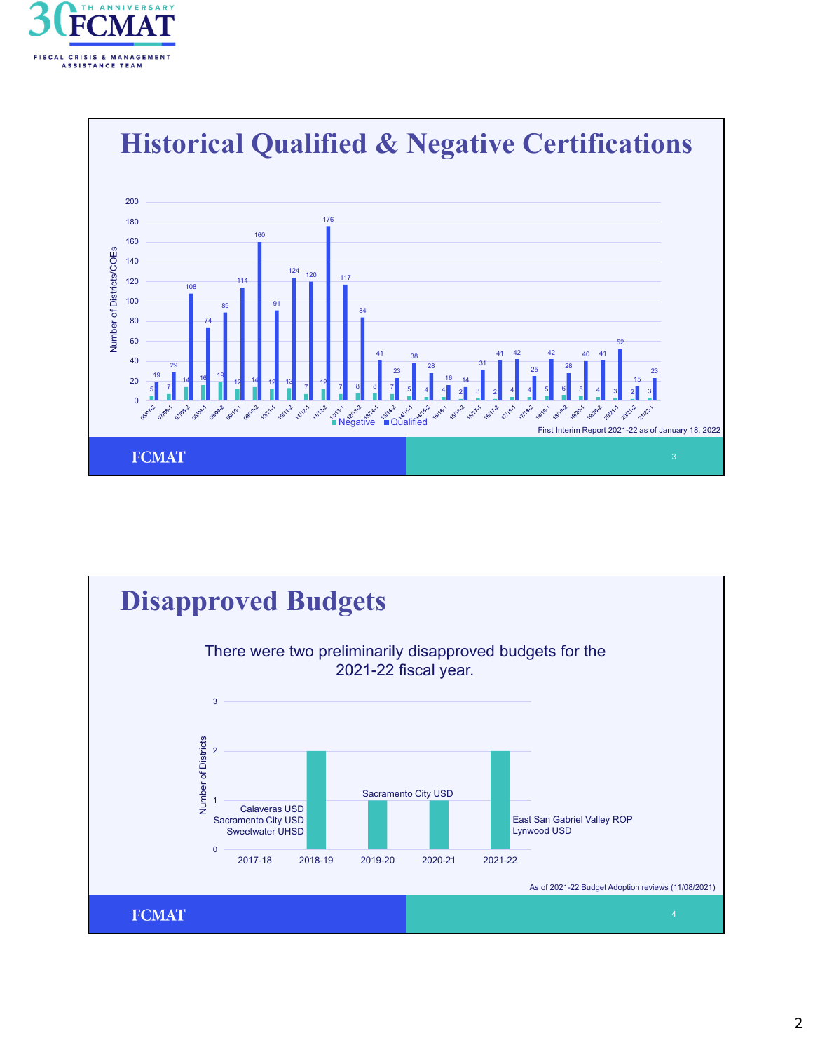## Historical Qualified & Negative Certifications

| Period | Negative | Qualified |
|---|---|---|
| 06/07-2 | 5 | 19 |
| 07/08-1 | 7 | 29 |
| 07/08-2 | 14 | 108 |
| 08/09-1 | 16 | 74 |
| 08/09-2 | 19 | 89 |
| 09/10-1 | 12 | 114 |
| 09/10-2 | 14 | 160 |
| 10/11-1 | 12 | 91 |
| 10/11-2 | 13 | 124 |
| 11/12-1 | 7 | 120 |
| 11/12-2 | 12 | 176 |
| 12/13-1 | 7 | 117 |
| 12/13-2 | 8 | 84 |
| 13/14-1 | 8 | 41 |
| 13/14-2 | 7 | 23 |
| 14/15-1 | 5 | 38 |
| 14/15-2 | 4 | 28 |
| 15/16-1 | 4 | 16 |
| 15/16-2 | 2 | 14 |
| 16/17-1 | 3 | 31 |
| 16/17-2 | 2 | 41 |
| 17/18-1 | 4 | 42 |
| 17/18-2 | 4 | 25 |
| 18/19-1 | 5 | 42 |
| 18/19-2 | 6 | 28 |
| 19/20-1 | 5 | 40 |
| 19/20-2 | 4 | 41 |
| 20/21-1 | 3 | 52 |
| 20/21-2 | 2 | 15 |
| 21/22-1 | 3 | 23 |

Y-axis: Number of Districts/COEs

First Interim Report 2021-22 as of January 18, 2022

## Disapproved Budgets

There were two preliminarily disapproved budgets for the 2021-22 fiscal year.

| Fiscal Year | Number of Districts | Districts |
|---|---|---|
| 2017-18 | 0 | |
| 2018-19 | 2 | Calaveras USD, Sacramento City USD, Sweetwater UHSD |
| 2019-20 | 1 | Sacramento City USD |
| 2020-21 | 1 | |
| 2021-22 | 2 | East San Gabriel Valley ROP, Lynwood USD |

As of 2021-22 Budget Adoption reviews (11/08/2021)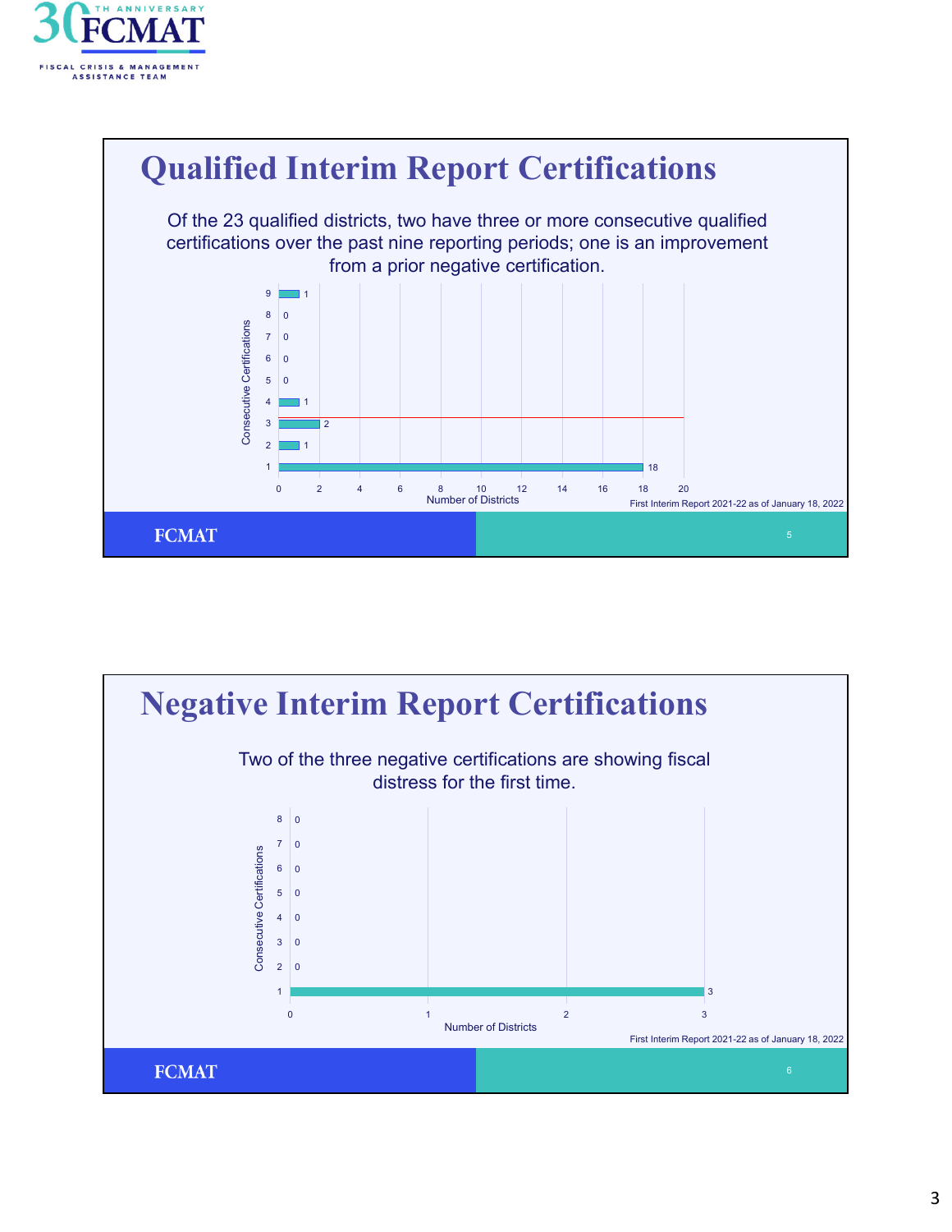## Qualified Interim Report Certifications

Of the 23 qualified districts, two have three or more consecutive qualified certifications over the past nine reporting periods; one is an improvement from a prior negative certification.

| Consecutive Certifications | Number of Districts |
|---|---|
| 9 | 1 |
| 8 | 0 |
| 7 | 0 |
| 6 | 0 |
| 5 | 0 |
| 4 | 1 |
| 3 | 2 |
| 2 | 1 |
| 1 | 18 |

First Interim Report 2021-22 as of January 18, 2022

FCMAT

## Negative Interim Report Certifications

Two of the three negative certifications are showing fiscal distress for the first time.

| Consecutive Certifications | Number of Districts |
|---|---|
| 8 | 0 |
| 7 | 0 |
| 6 | 0 |
| 5 | 0 |
| 4 | 0 |
| 3 | 0 |
| 2 | 0 |
| 1 | 3 |

First Interim Report 2021-22 as of January 18, 2022

FCMAT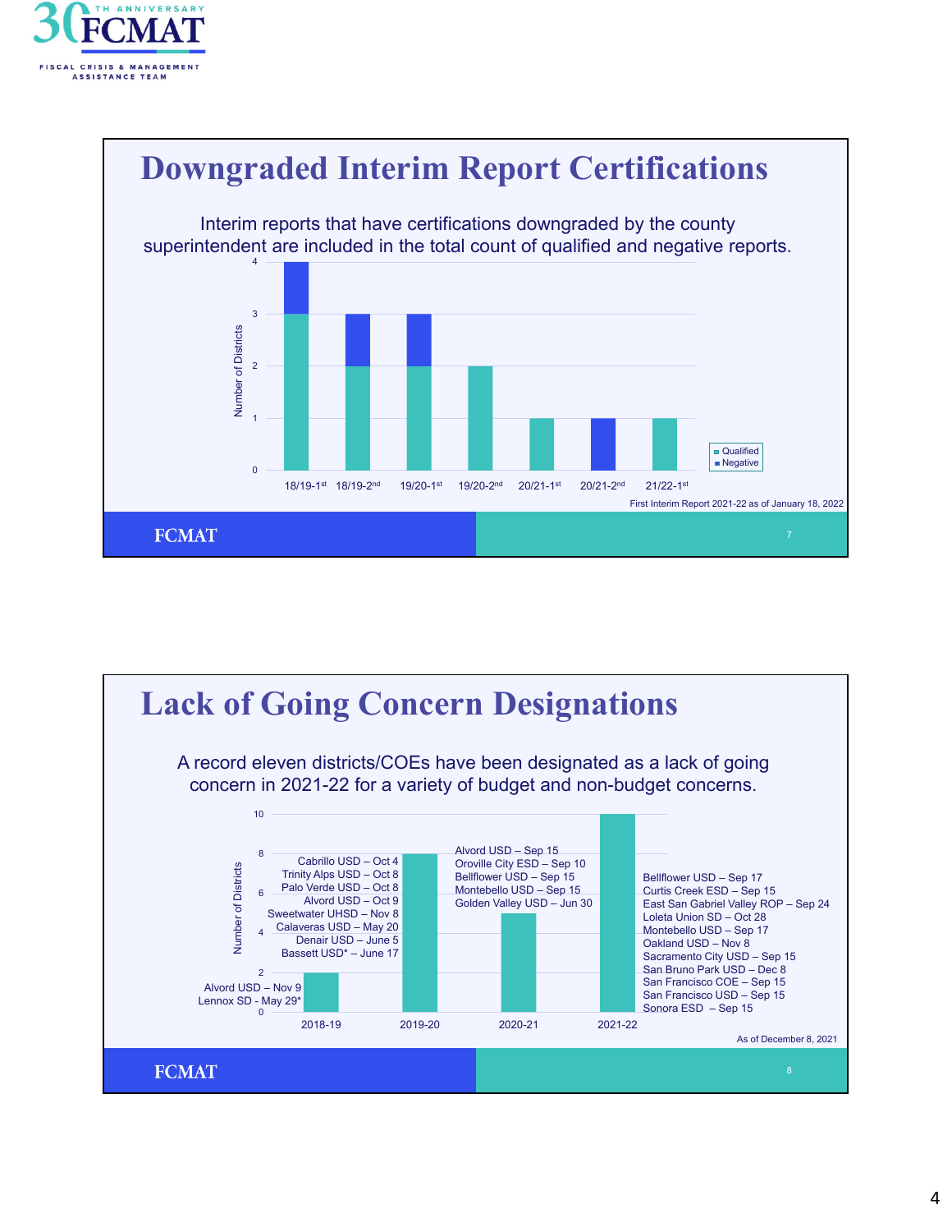## Downgraded Interim Report Certifications

Interim reports that have certifications downgraded by the county superintendent are included in the total count of qualified and negative reports.

| Report | Qualified | Negative |
| --- | --- | --- |
| 18/19-1st | 3 | 1 |
| 18/19-2nd | 2 | 1 |
| 19/20-1st | 2 | 1 |
| 19/20-2nd | 2 | 0 |
| 20/21-1st | 1 | 0 |
| 20/21-2nd | 0 | 1 |
| 21/22-1st | 1 | 0 |

First Interim Report 2021-22 as of January 18, 2022

FCMAT

## Lack of Going Concern Designations

A record eleven districts/COEs have been designated as a lack of going concern in 2021-22 for a variety of budget and non-budget concerns.

**2018-19 (2):**
- Alvord USD – Nov 9
- Lennox SD - May 29*

**2019-20 (8):**
- Cabrillo USD – Oct 4
- Trinity Alps USD – Oct 8
- Palo Verde USD – Oct 8
- Alvord USD – Oct 9
- Sweetwater UHSD – Nov 8
- Calaveras USD – May 20
- Denair USD – June 5
- Bassett USD* – June 17

**2020-21 (5):**
- Alvord USD – Sep 15
- Oroville City ESD – Sep 10
- Bellflower USD – Sep 15
- Montebello USD – Sep 15
- Golden Valley USD – Jun 30

**2021-22 (11):**
- Bellflower USD – Sep 17
- Curtis Creek ESD – Sep 15
- East San Gabriel Valley ROP – Sep 24
- Loleta Union SD – Oct 28
- Montebello USD – Sep 17
- Oakland USD – Nov 8
- Sacramento City USD – Sep 15
- San Bruno Park USD – Dec 8
- San Francisco COE – Sep 15
- San Francisco USD – Sep 15
- Sonora ESD – Sep 15

As of December 8, 2021

FCMAT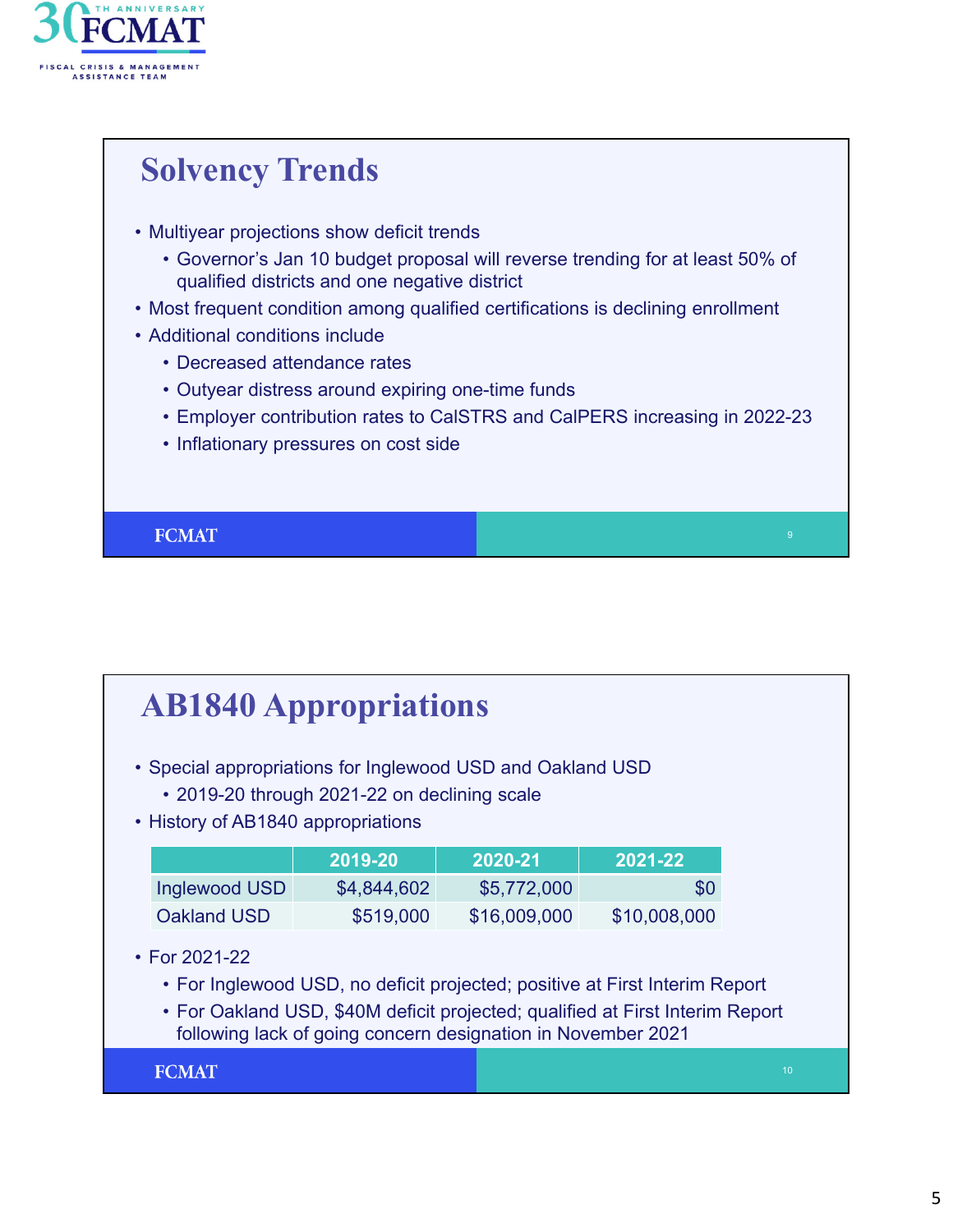## Solvency Trends

- Multiyear projections show deficit trends
  - Governor's Jan 10 budget proposal will reverse trending for at least 50% of qualified districts and one negative district
- Most frequent condition among qualified certifications is declining enrollment
- Additional conditions include
  - Decreased attendance rates
  - Outyear distress around expiring one-time funds
  - Employer contribution rates to CalSTRS and CalPERS increasing in 2022-23
  - Inflationary pressures on cost side

## AB1840 Appropriations

- Special appropriations for Inglewood USD and Oakland USD
  - 2019-20 through 2021-22 on declining scale
- History of AB1840 appropriations

| | 2019-20 | 2020-21 | 2021-22 |
|---|---|---|---|
| Inglewood USD | $4,844,602 | $5,772,000 | $0 |
| Oakland USD | $519,000 | $16,009,000 | $10,008,000 |

- For 2021-22
  - For Inglewood USD, no deficit projected; positive at First Interim Report
  - For Oakland USD, $40M deficit projected; qualified at First Interim Report following lack of going concern designation in November 2021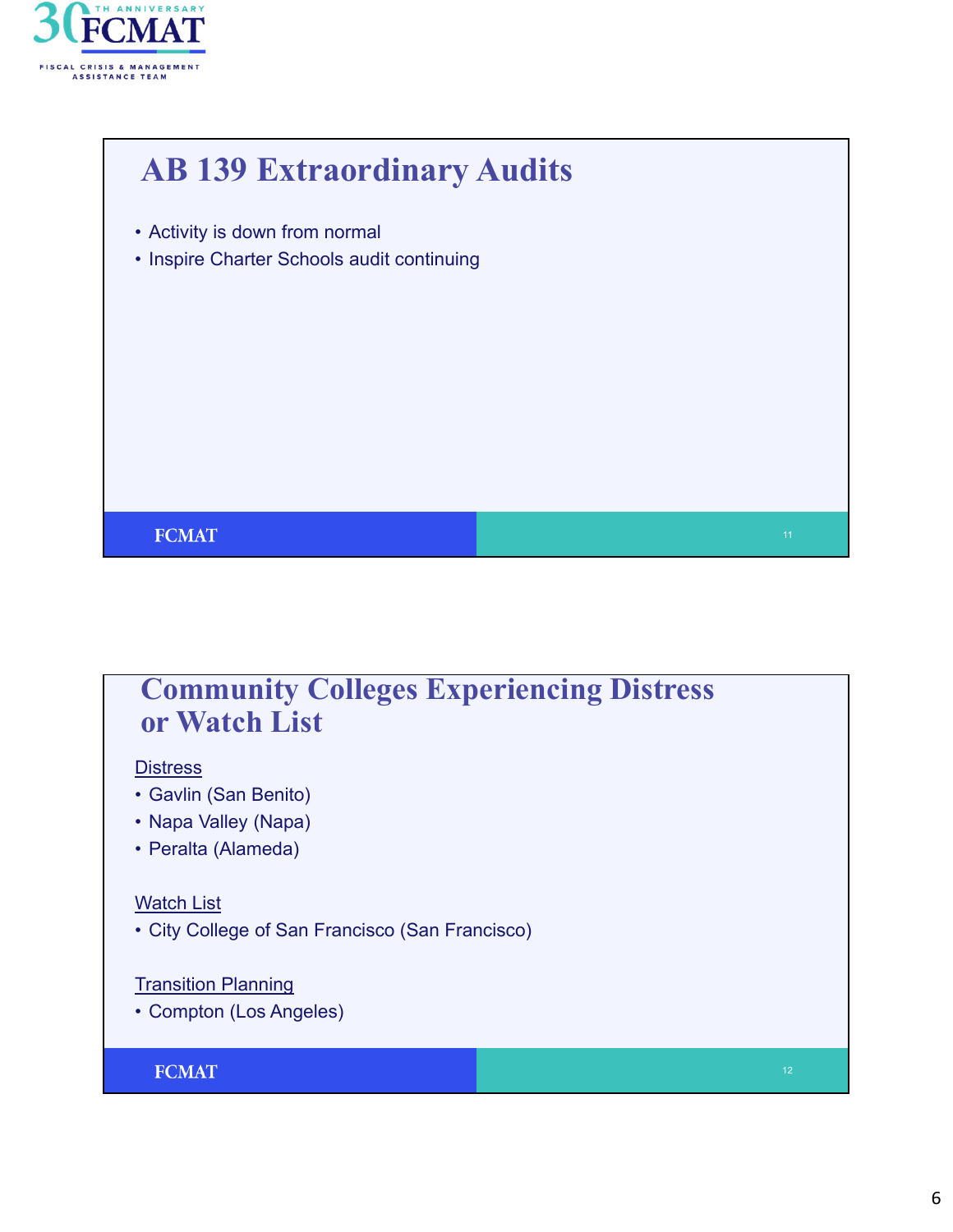## AB 139 Extraordinary Audits

- Activity is down from normal
- Inspire Charter Schools audit continuing

## Community Colleges Experiencing Distress or Watch List

Distress

- Gavlin (San Benito)
- Napa Valley (Napa)
- Peralta (Alameda)

Watch List

- City College of San Francisco (San Francisco)

Transition Planning

- Compton (Los Angeles)